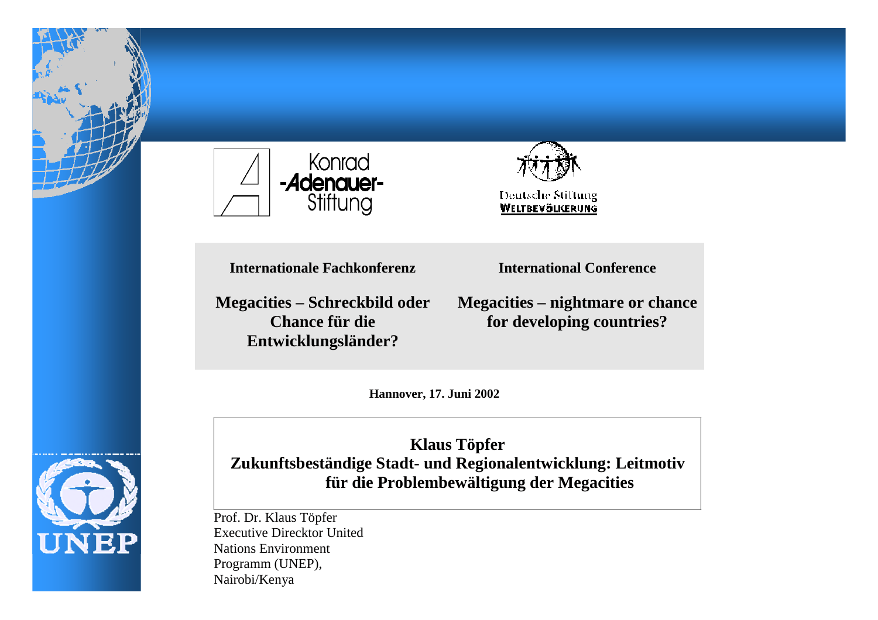Konrad -Adenauer- Stiftung

Deutsche Stiftung WELTBEVÖLKERUNG

**Internationale Fachkonferenz**

**Megacities – Schreckbild oder Chance für die Entwicklungsländer?**

**International Conference**

**Megacities – nightmare or chance for developing countries?**

**Hannover, 17. Juni 2002**

# Klaus Töpfer
# Zukunftsbeständige Stadt- und Regionalentwicklung: Leitmotiv für die Problembewältigung der Megacities

Prof. Dr. Klaus Töpfer
Executive Drecktor United Nations Environment Programm (UNEP),
Nairobi/Kenya

UNEP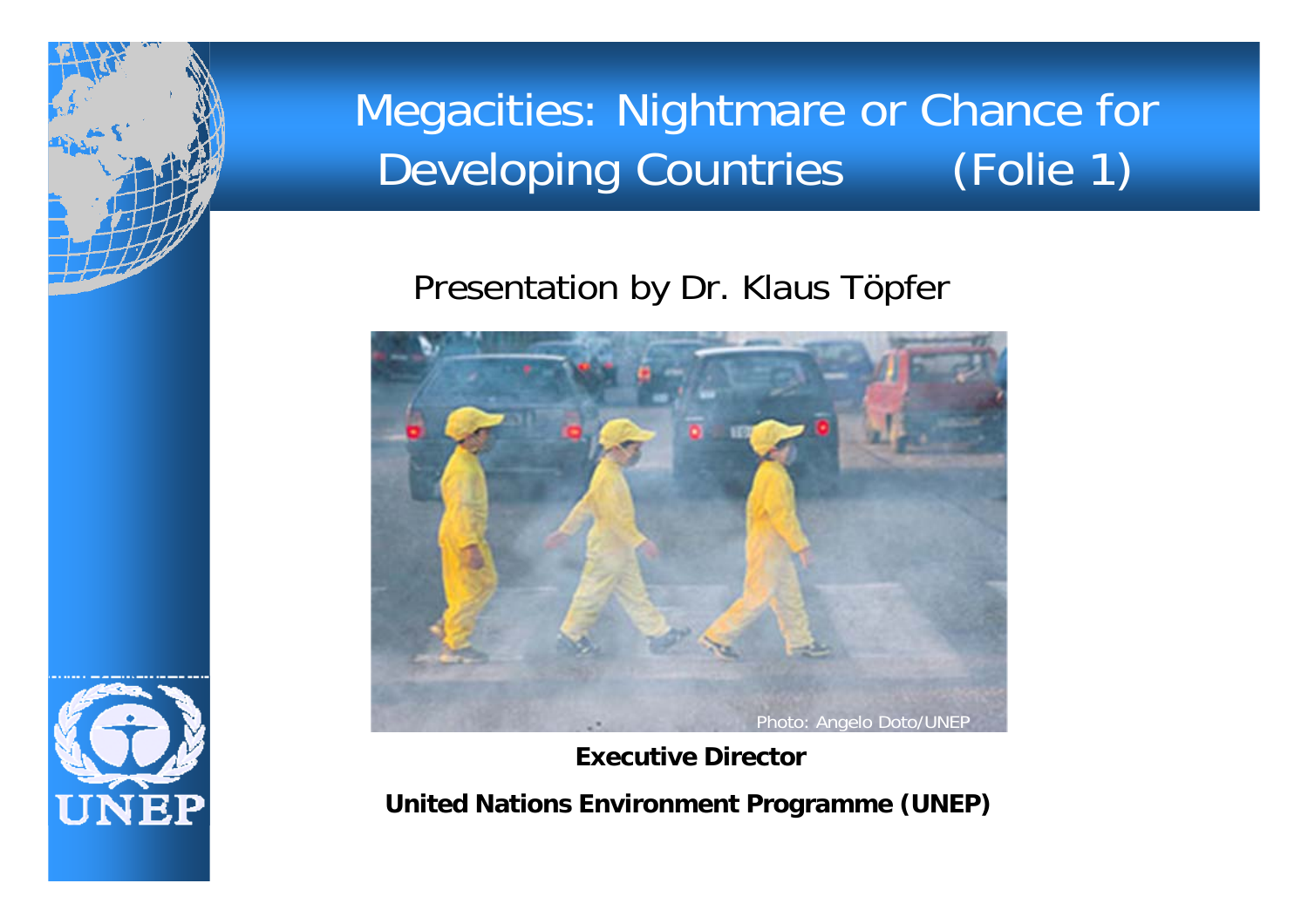# Megacities: Nightmare or Chance for Developing Countries (Folie 1)

Presentation by Dr. Klaus Töpfer

Photo: Angelo Doto/UNEP

**Executive Director**

**United Nations Environment Programme (UNEP)**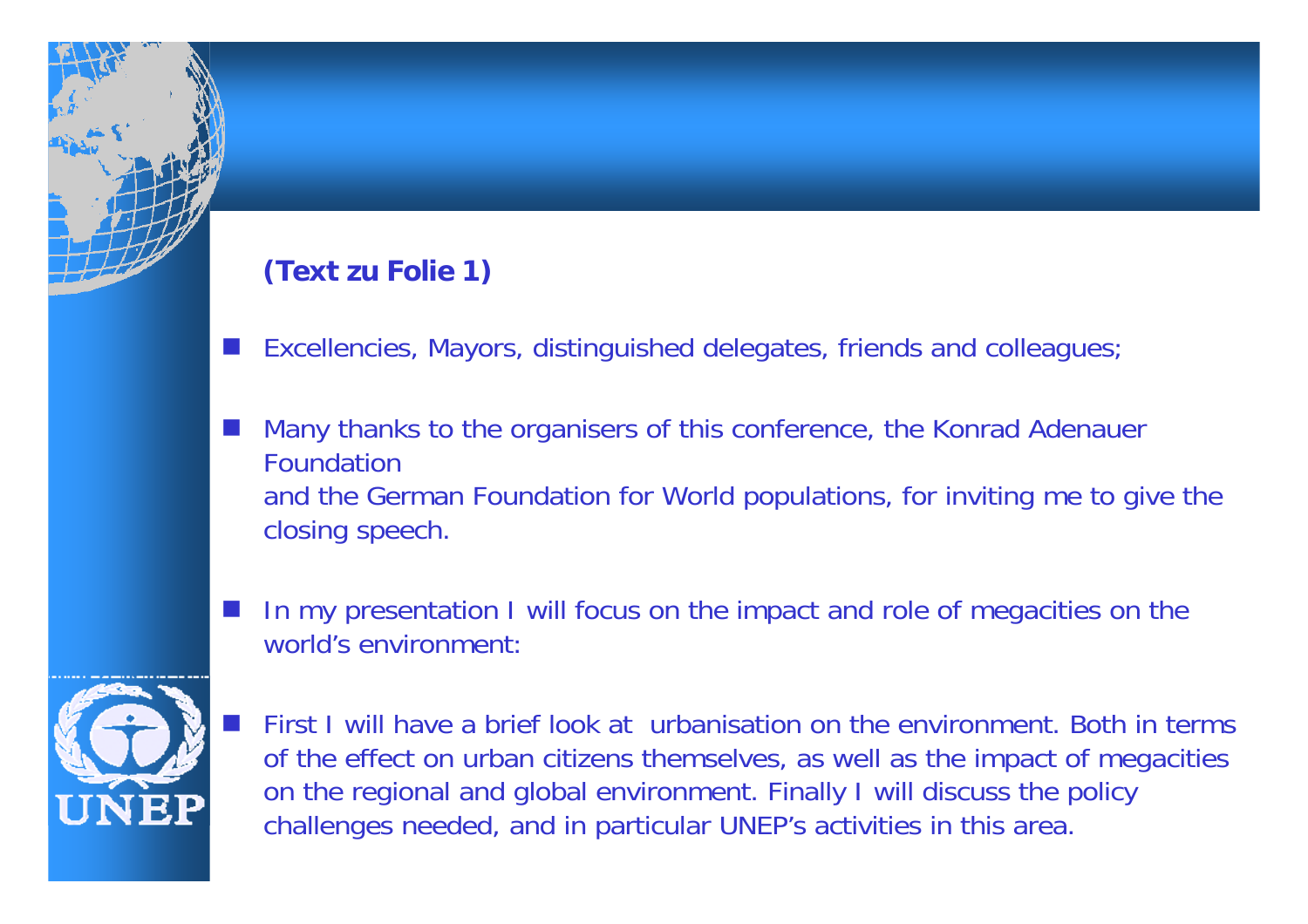**(Text zu Folie 1)**

- Excellencies, Mayors, distinguished delegates, friends and colleagues;

- Many thanks to the organisers of this conference, the Konrad Adenauer Foundation
  and the German Foundation for World populations, for inviting me to give the closing speech.

- In my presentation I will focus on the impact and role of megacities on the world's environment:

- First I will have a brief look at urbanisation on the environment. Both in terms of the effect on urban citizens themselves, as well as the impact of megacities on the regional and global environment. Finally I will discuss the policy challenges needed, and in particular UNEP's activities in this area.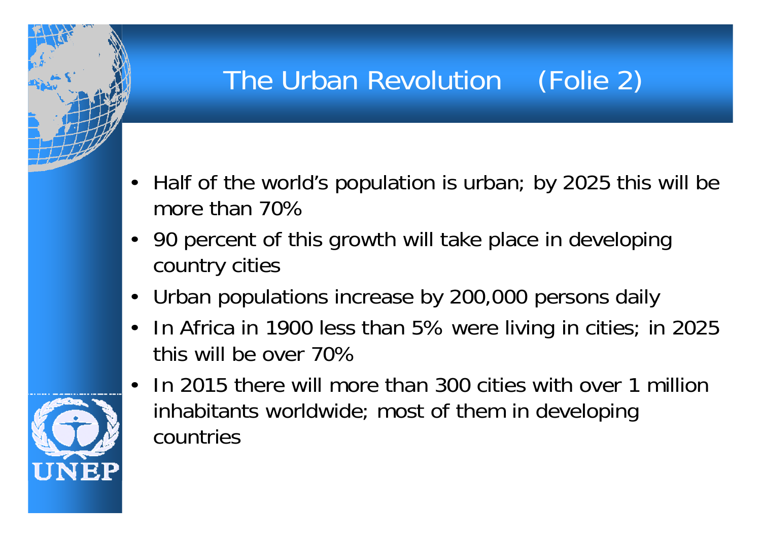# The Urban Revolution (Folie 2)

- Half of the world's population is urban; by 2025 this will be more than 70%
- 90 percent of this growth will take place in developing country cities
- Urban populations increase by 200,000 persons daily
- In Africa in 1900 less than 5% were living in cities; in 2025 this will be over 70%
- In 2015 there will more than 300 cities with over 1 million inhabitants worldwide; most of them in developing countries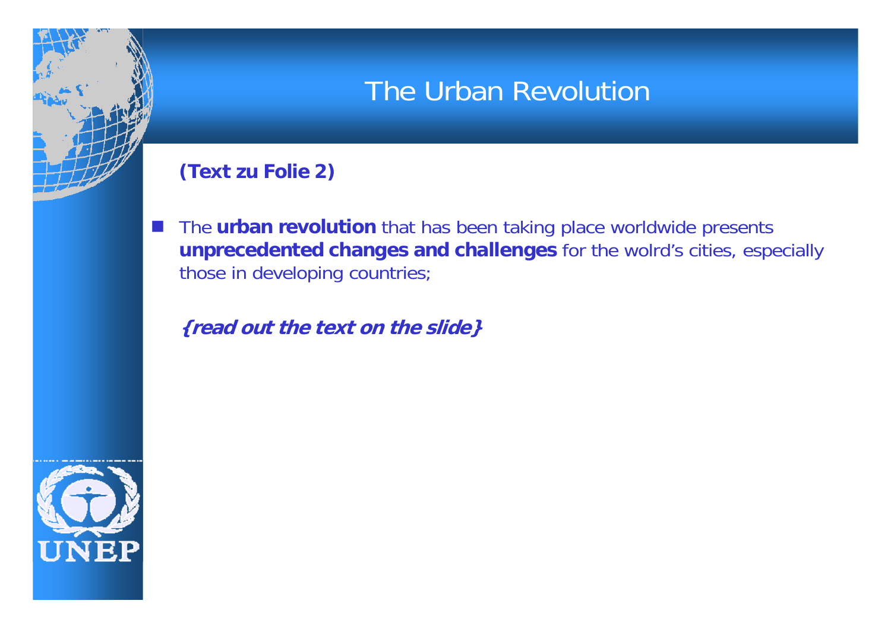# The Urban Revolution

**(Text zu Folie 2)**

- The **urban revolution** that has been taking place worldwide presents **unprecedented changes and challenges** for the wolrd's cities, especially those in developing countries;

  ***{read out the text on the slide}***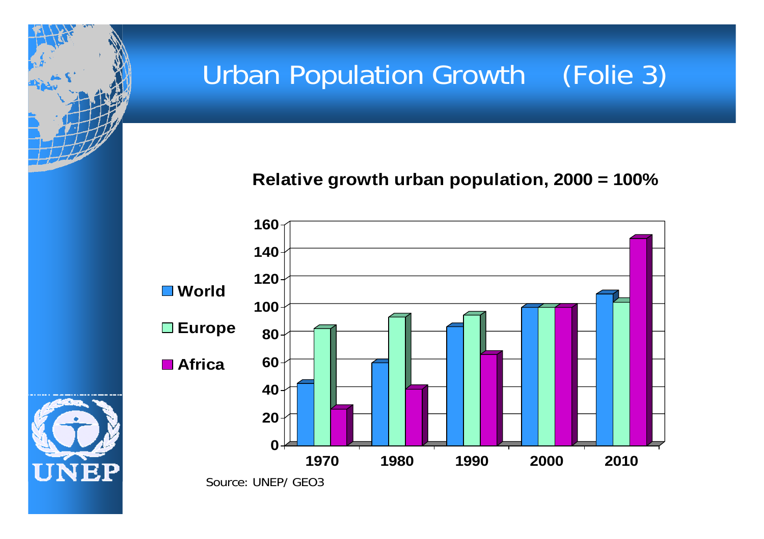# Urban Population Growth (Folie 3)

**Relative growth urban population, 2000 = 100%**

| | World | Europe | Africa |
|---|---|---|---|
| 1970 | 44 | 83 | 25 |
| 1980 | 59 | 92 | 40 |
| 1990 | 85 | 93 | 65 |
| 2000 | 100 | 100 | 100 |
| 2010 | 109 | 103 | 149 |

Source: UNEP/ GEO3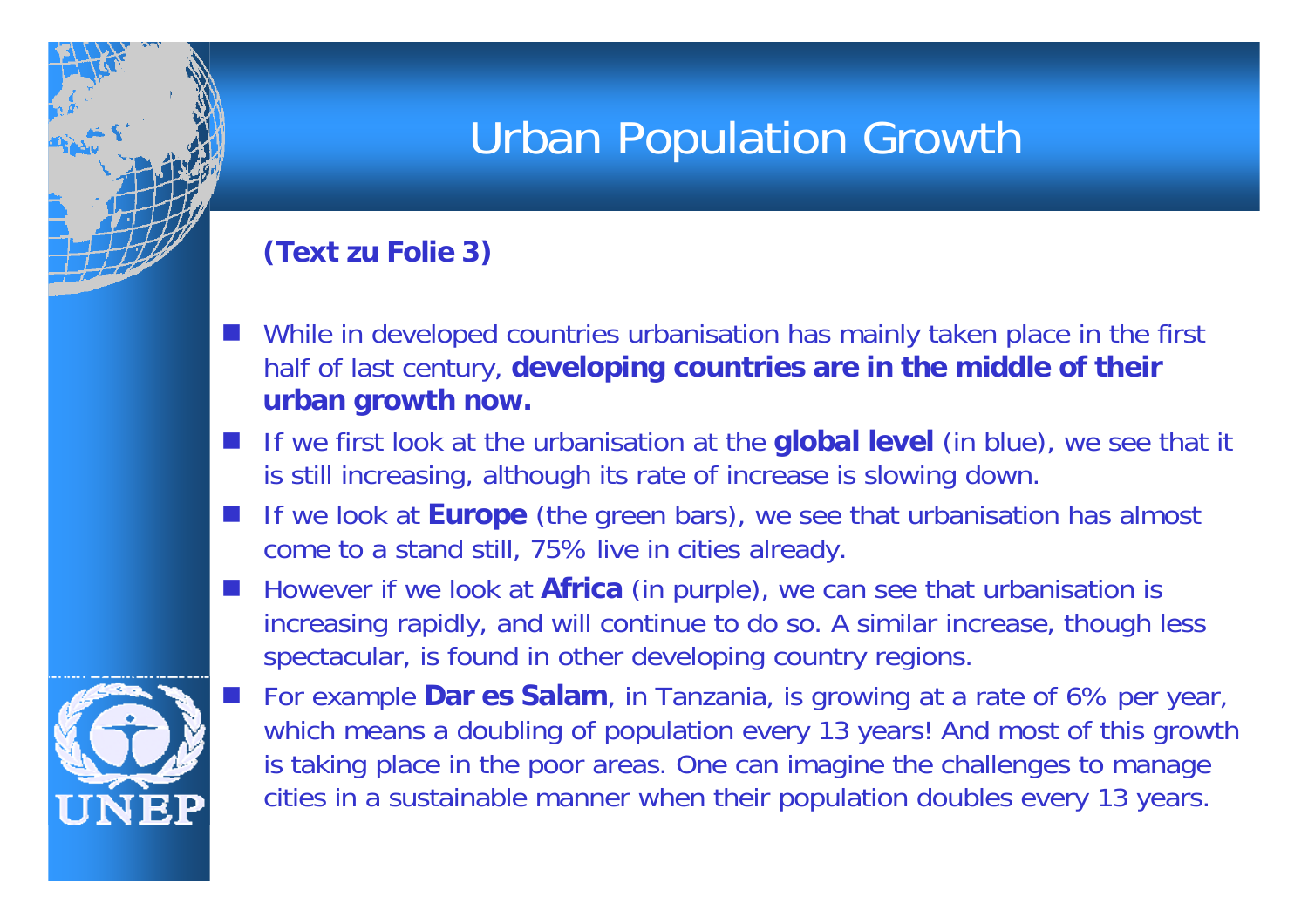# Urban Population Growth

**(Text zu Folie 3)**

- While in developed countries urbanisation has mainly taken place in the first half of last century, **developing countries are in the middle of their urban growth now.**
- If we first look at the urbanisation at the **global level** (in blue), we see that it is still increasing, although its rate of increase is slowing down.
- If we look at **Europe** (the green bars), we see that urbanisation has almost come to a stand still, 75% live in cities already.
- However if we look at **Africa** (in purple), we can see that urbanisation is increasing rapidly, and will continue to do so. A similar increase, though less spectacular, is found in other developing country regions.
- For example **Dar es Salam**, in Tanzania, is growing at a rate of 6% per year, which means a doubling of population every 13 years! And most of this growth is taking place in the poor areas. One can imagine the challenges to manage cities in a sustainable manner when their population doubles every 13 years.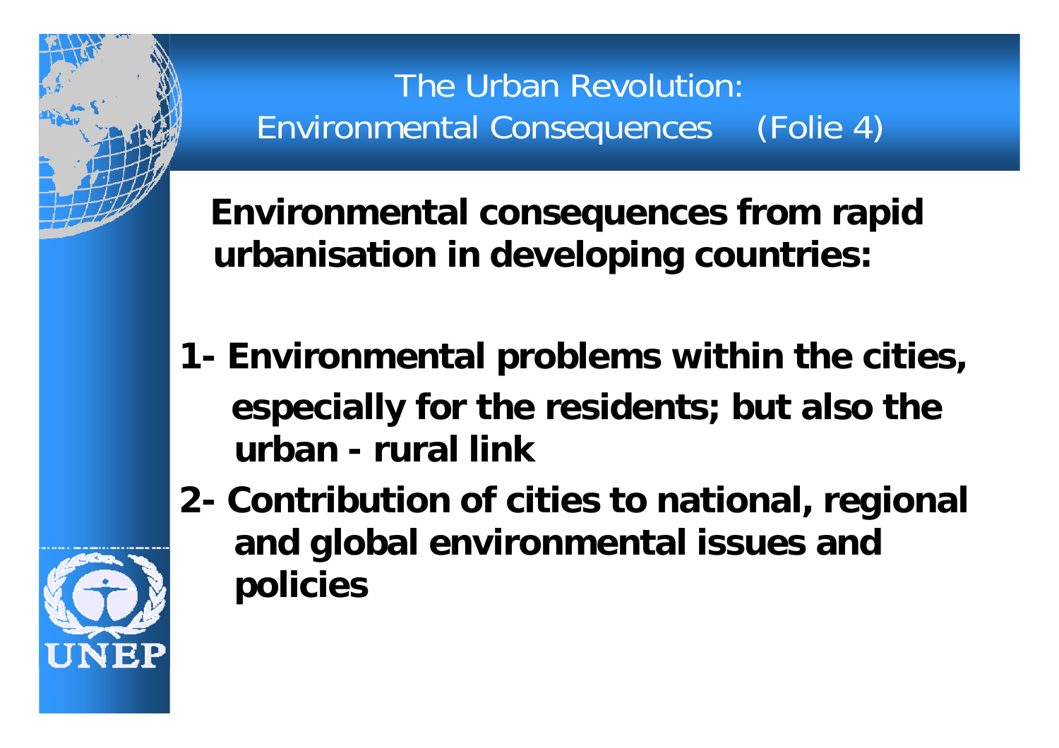# The Urban Revolution: Environmental Consequences (Folie 4)

**Environmental consequences from rapid urbanisation in developing countries:**

**1- Environmental problems within the cities, especially for the residents; but also the urban - rural link**

**2- Contribution of cities to national, regional and global environmental issues and policies**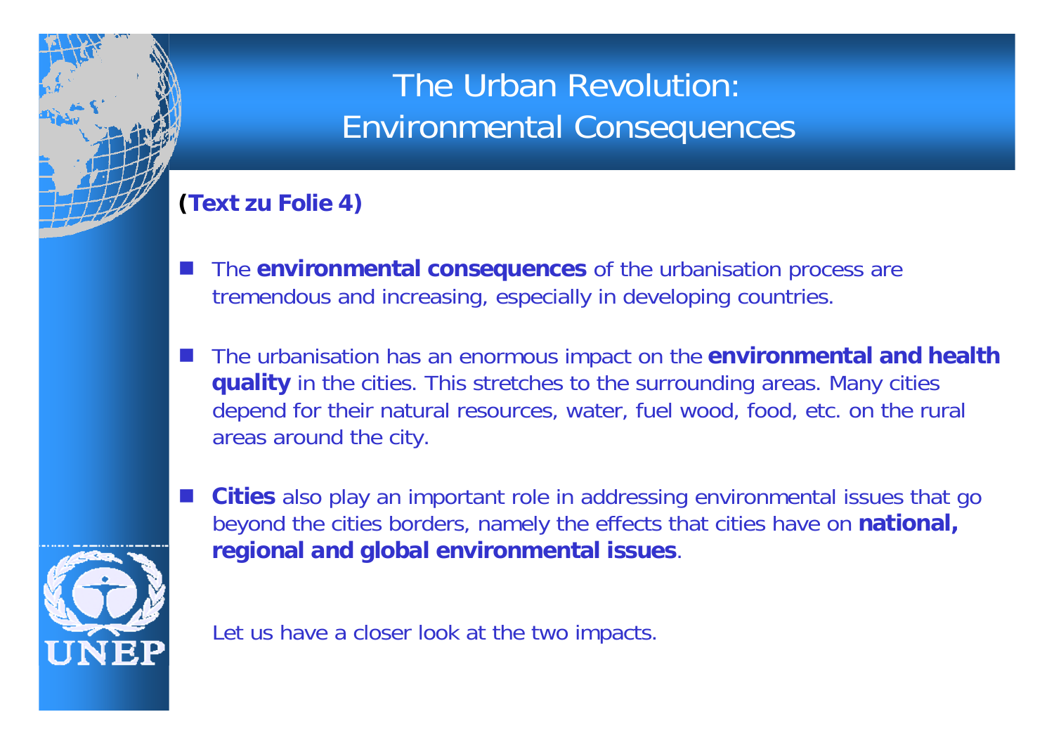# The Urban Revolution: Environmental Consequences

**(Text zu Folie 4)**

- The **environmental consequences** of the urbanisation process are tremendous and increasing, especially in developing countries.
- The urbanisation has an enormous impact on the **environmental and health quality** in the cities. This stretches to the surrounding areas. Many cities depend for their natural resources, water, fuel wood, food, etc. on the rural areas around the city.
- **Cities** also play an important role in addressing environmental issues that go beyond the cities borders, namely the effects that cities have on **national, regional and global environmental issues**.

Let us have a closer look at the two impacts.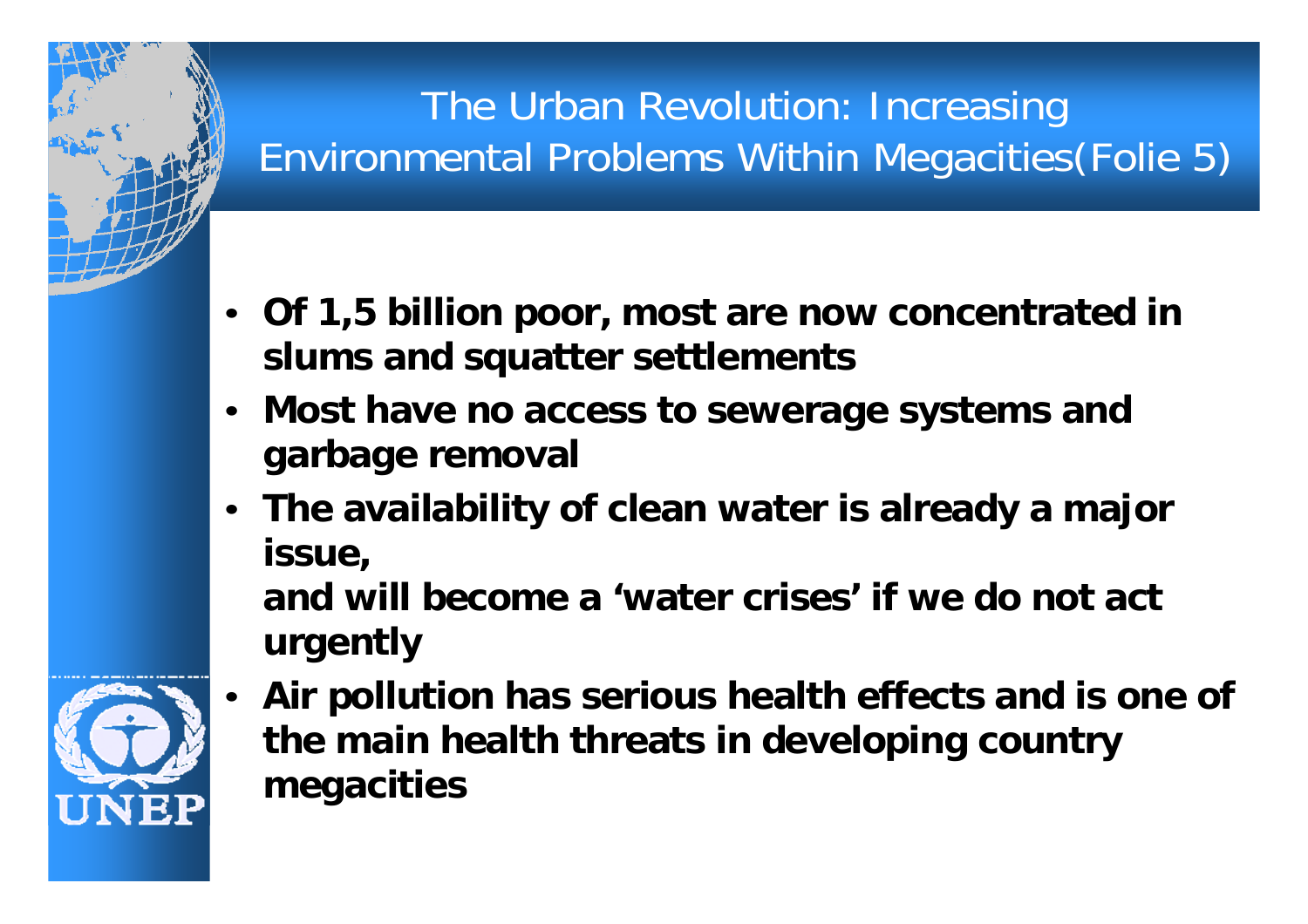# The Urban Revolution: Increasing Environmental Problems Within Megacities(Folie 5)

- **Of 1,5 billion poor, most are now concentrated in slums and squatter settlements**
- **Most have no access to sewerage systems and garbage removal**
- **The availability of clean water is already a major issue,**
  **and will become a 'water crises' if we do not act urgently**
- **Air pollution has serious health effects and is one of the main health threats in developing country megacities**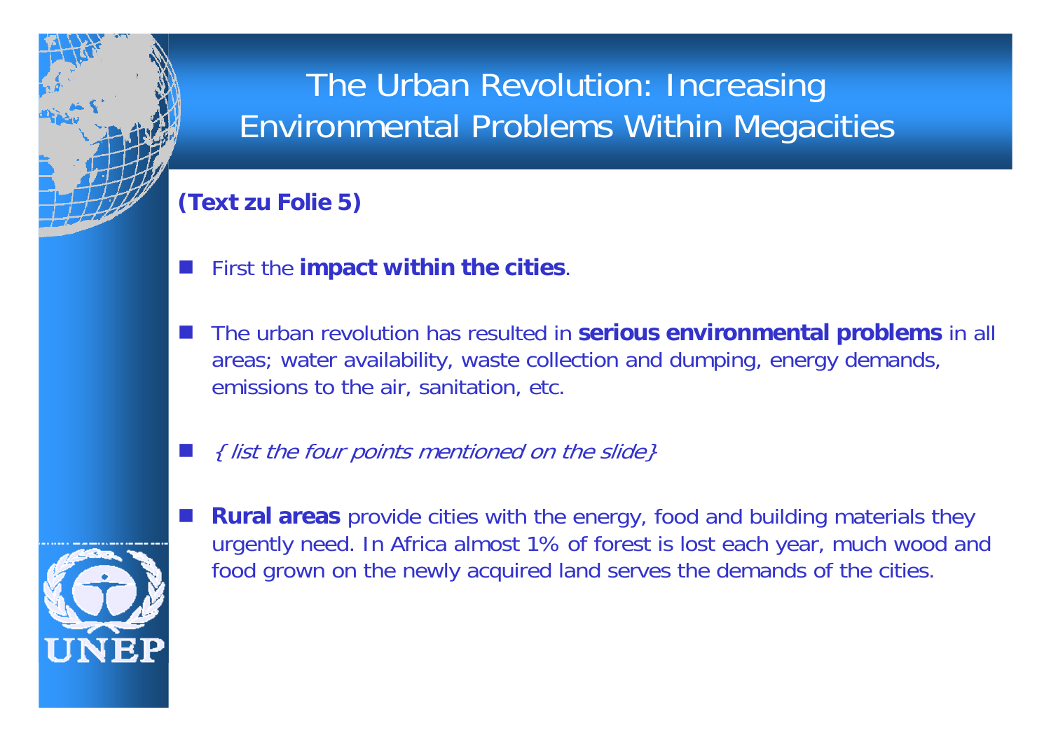# The Urban Revolution: Increasing Environmental Problems Within Megacities

**(Text zu Folie 5)**

- First the **impact within the cities**.
- The urban revolution has resulted in **serious environmental problems** in all areas; water availability, waste collection and dumping, energy demands, emissions to the air, sanitation, etc.
- *{ list the four points mentioned on the slide}*
- **Rural areas** provide cities with the energy, food and building materials they urgently need. In Africa almost 1% of forest is lost each year, much wood and food grown on the newly acquired land serves the demands of the cities.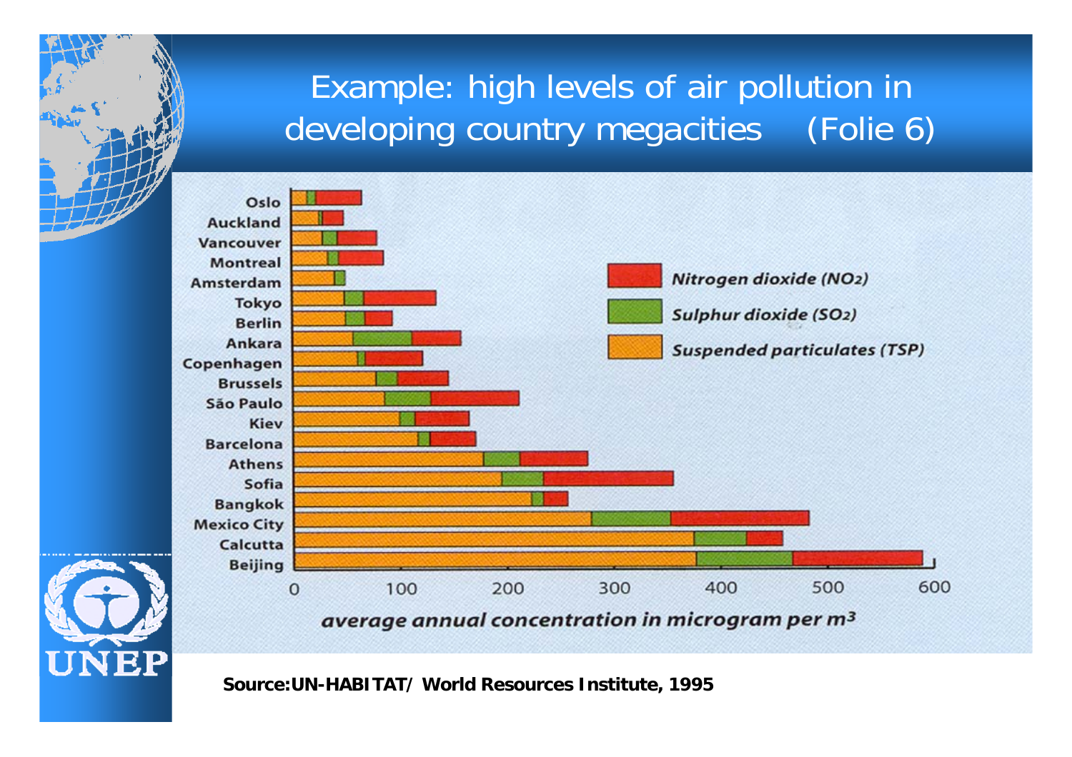# Example: high levels of air pollution in developing country megacities (Folie 6)

Oslo
Auckland
Vancouver
Montreal
Amsterdam
Tokyo
Berlin
Ankara
Copenhagen
Brussels
São Paulo
Kiev
Barcelona
Athens
Sofia
Bangkok
Mexico City
Calcutta
Beijing

0 100 200 300 400 500 600

*average annual concentration in microgram per $m^3$*

- *Nitrogen dioxide ($NO_2$)*
- *Sulphur dioxide ($SO_2$)*
- *Suspended particulates (TSP)*

**Source:UN-HABITAT/ World Resources Institute, 1995**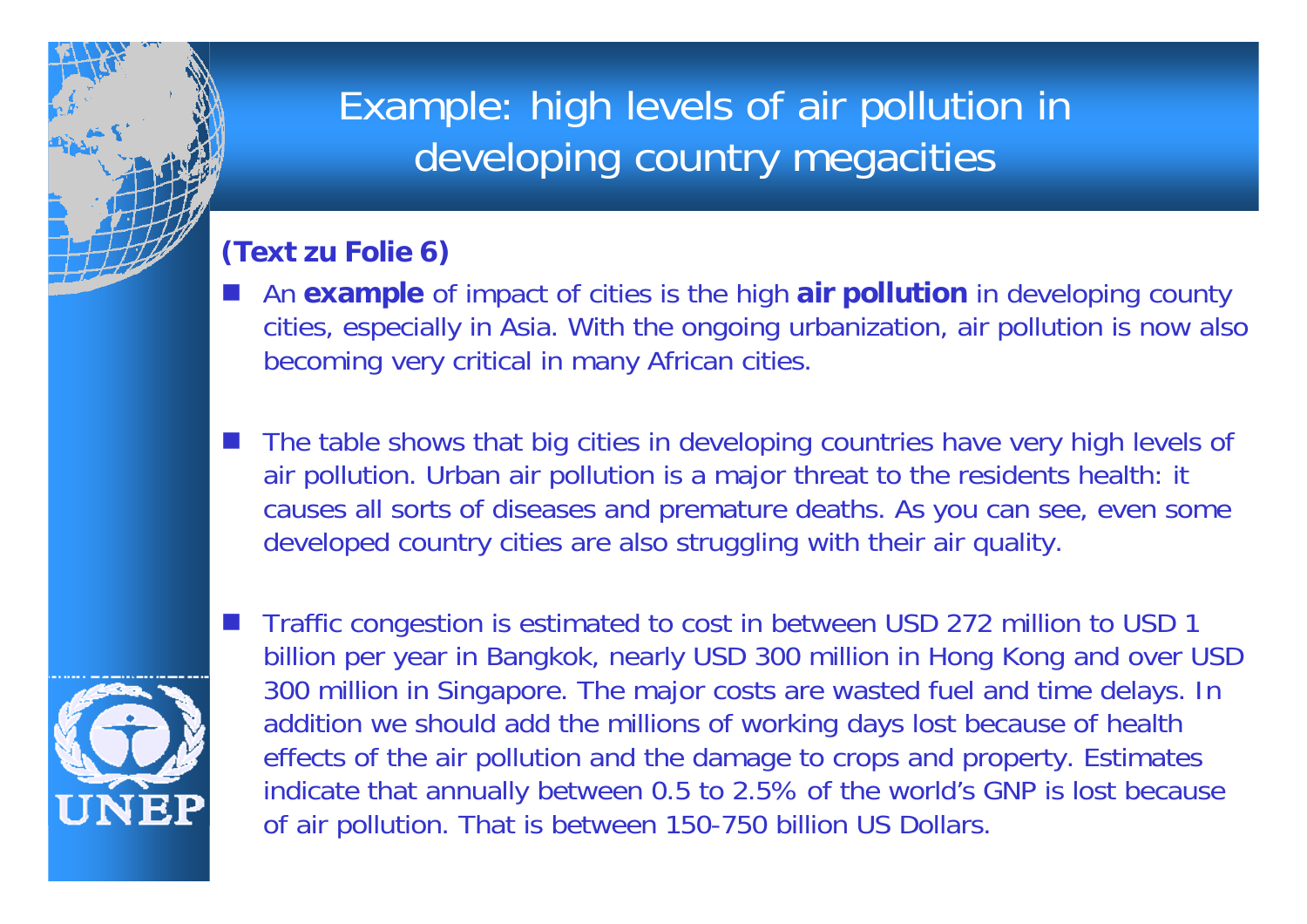# Example: high levels of air pollution in developing country megacities

**(Text zu Folie 6)**

- An **example** of impact of cities is the high **air pollution** in developing county cities, especially in Asia. With the ongoing urbanization, air pollution is now also becoming very critical in many African cities.

- The table shows that big cities in developing countries have very high levels of air pollution. Urban air pollution is a major threat to the residents health: it causes all sorts of diseases and premature deaths. As you can see, even some developed country cities are also struggling with their air quality.

- Traffic congestion is estimated to cost in between USD 272 million to USD 1 billion per year in Bangkok, nearly USD 300 million in Hong Kong and over USD 300 million in Singapore. The major costs are wasted fuel and time delays. In addition we should add the millions of working days lost because of health effects of the air pollution and the damage to crops and property. Estimates indicate that annually between 0.5 to 2.5% of the world's GNP is lost because of air pollution. That is between 150-750 billion US Dollars.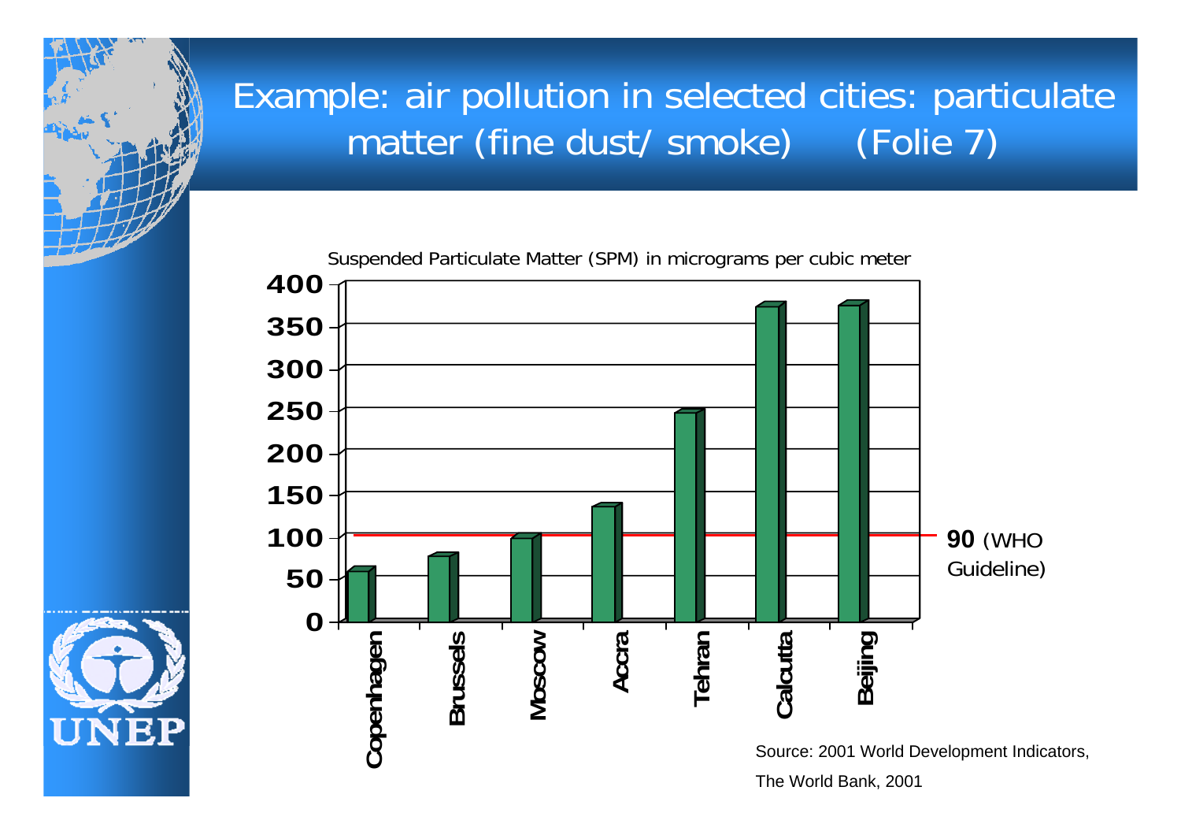# Example: air pollution in selected cities: particulate matter (fine dust/ smoke) (Folie 7)

Suspended Particulate Matter (SPM) in micrograms per cubic meter

| City | SPM (µg/m³, approx.) |
|---|---|
| Copenhagen | ~60 |
| Brussels | ~78 |
| Moscow | ~100 |
| Accra | ~137 |
| Tehran | ~248 |
| Calcutta | ~375 |
| Beijing | ~377 |

**90** (WHO Guideline)

Source: 2001 World Development Indicators, The World Bank, 2001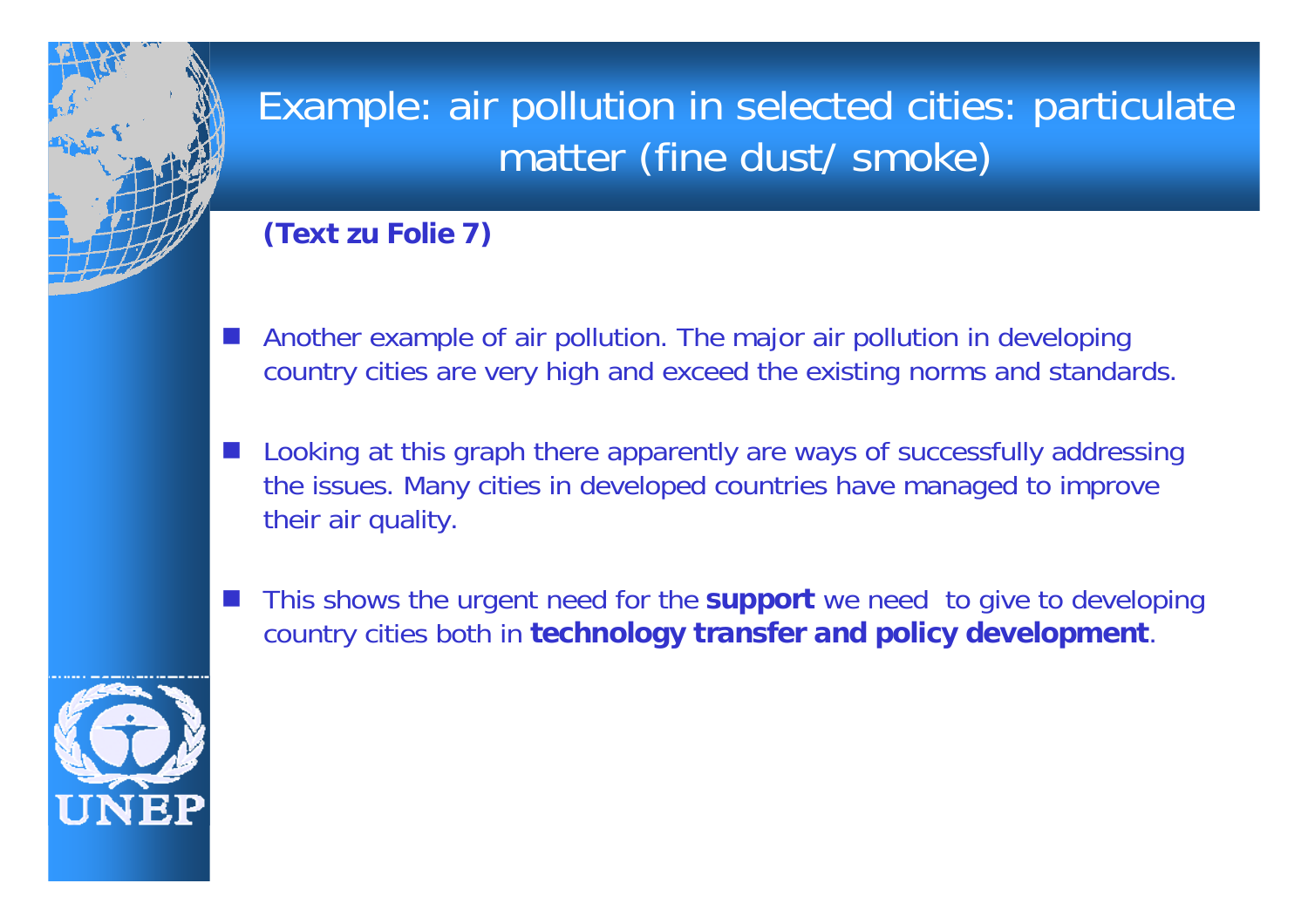# Example: air pollution in selected cities: particulate matter (fine dust/ smoke)

**(Text zu Folie 7)**

- Another example of air pollution. The major air pollution in developing country cities are very high and exceed the existing norms and standards.
- Looking at this graph there apparently are ways of successfully addressing the issues. Many cities in developed countries have managed to improve their air quality.
- This shows the urgent need for the **support** we need to give to developing country cities both in **technology transfer and policy development**.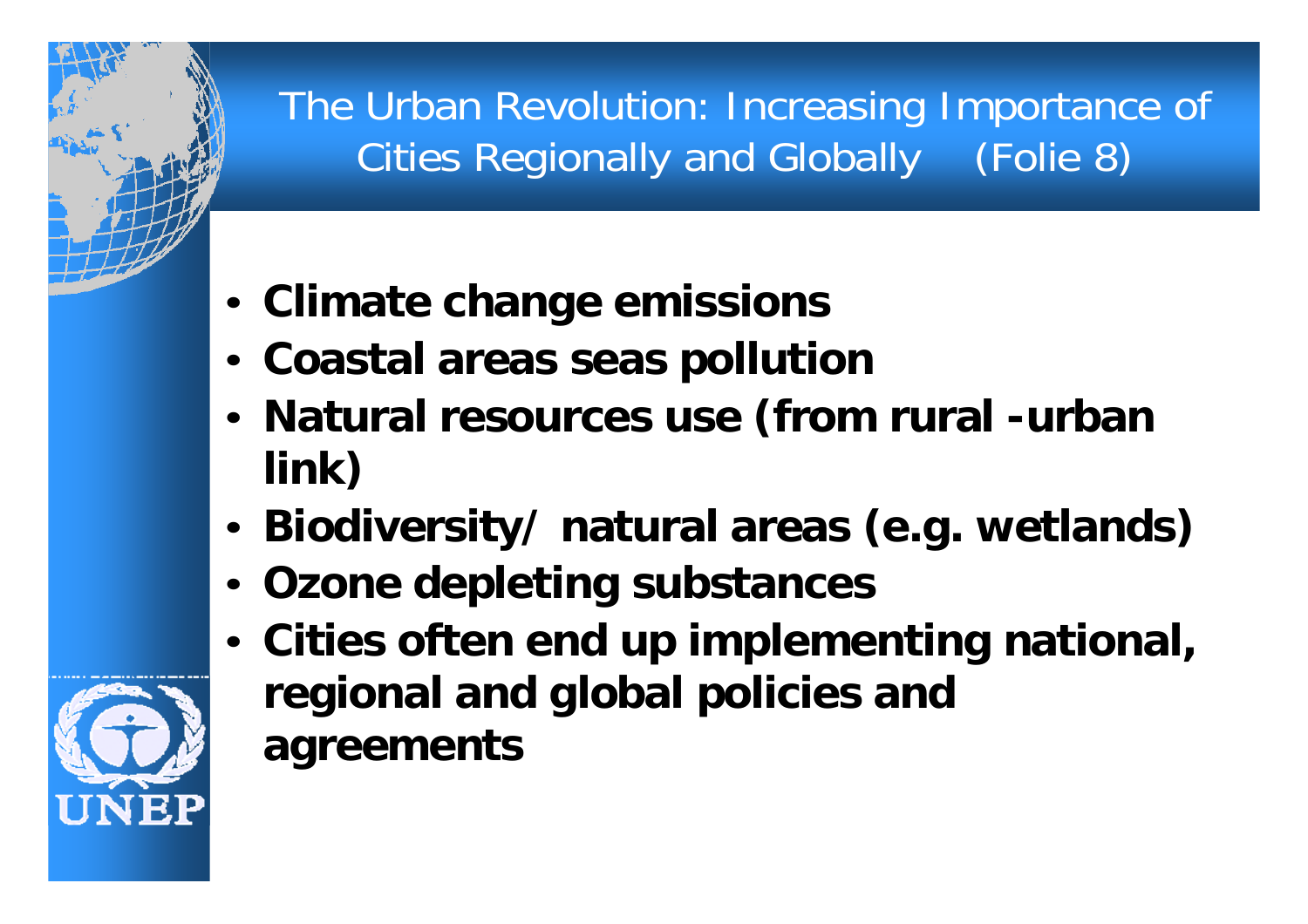# The Urban Revolution: Increasing Importance of Cities Regionally and Globally (Folie 8)

- **Climate change emissions**
- **Coastal areas seas pollution**
- **Natural resources use (from rural -urban link)**
- **Biodiversity/ natural areas (e.g. wetlands)**
- **Ozone depleting substances**
- **Cities often end up implementing national, regional and global policies and agreements**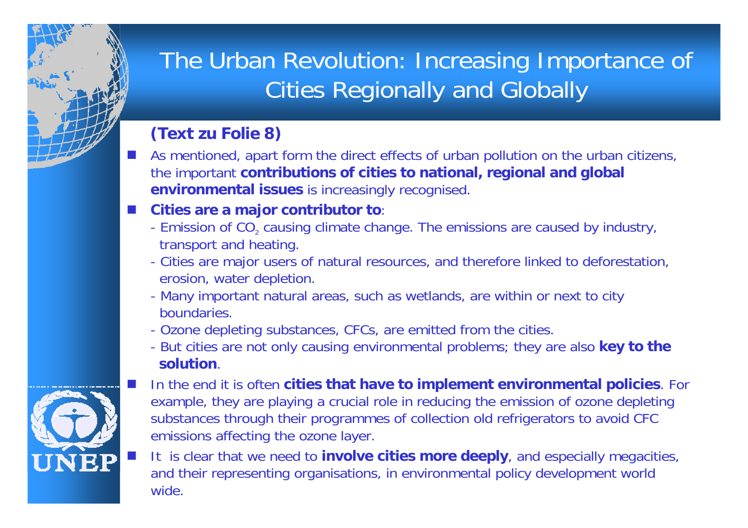# The Urban Revolution: Increasing Importance of Cities Regionally and Globally

**(Text zu Folie 8)**

- As mentioned, apart form the direct effects of urban pollution on the urban citizens, the important **contributions of cities to national, regional and global environmental issues** is increasingly recognised.
- **Cities are a major contributor to**:
  - Emission of $CO_2$ causing climate change. The emissions are caused by industry, transport and heating.
  - Cities are major users of natural resources, and therefore linked to deforestation, erosion, water depletion.
  - Many important natural areas, such as wetlands, are within or next to city boundaries.
  - Ozone depleting substances, CFCs, are emitted from the cities.
  - But cities are not only causing environmental problems; they are also **key to the solution**.
- In the end it is often **cities that have to implement environmental policies**. For example, they are playing a crucial role in reducing the emission of ozone depleting substances through their programmes of collection old refrigerators to avoid CFC emissions affecting the ozone layer.
- It is clear that we need to **involve cities more deeply**, and especially megacities, and their representing organisations, in environmental policy development world wide.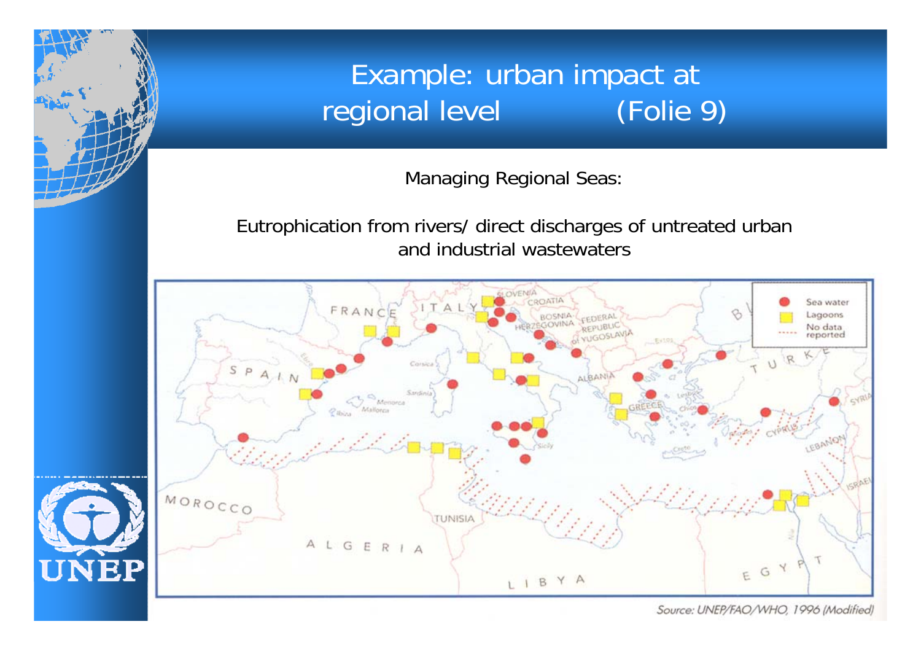# Example: urban impact at regional level (Folie 9)

Managing Regional Seas:

Eutrophication from rivers/ direct discharges of untreated urban and industrial wastewaters

Source: UNEP/FAO/WHO, 1996 (Modified)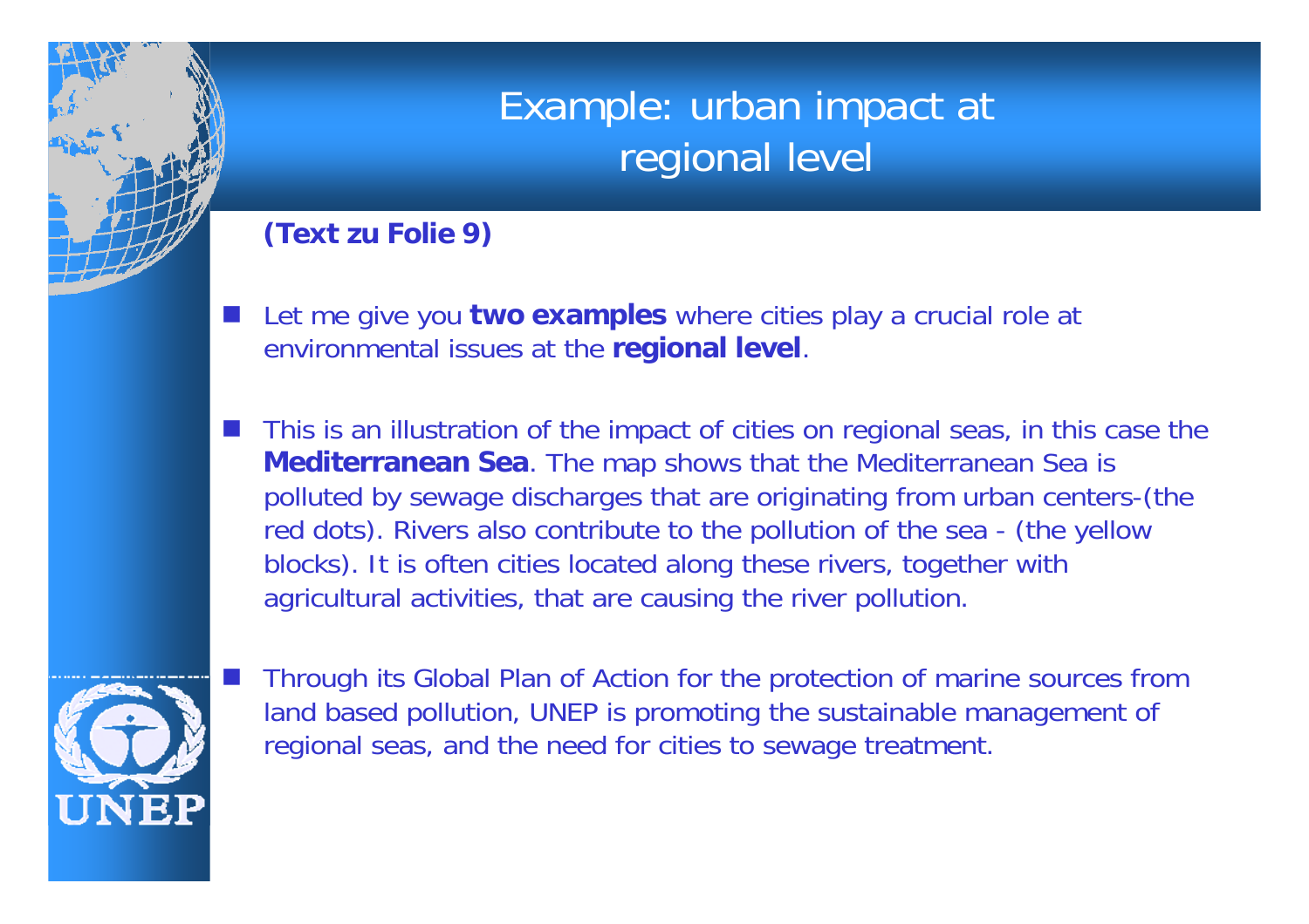# Example: urban impact at regional level

**(Text zu Folie 9)**

- Let me give you **two examples** where cities play a crucial role at environmental issues at the **regional level**.

- This is an illustration of the impact of cities on regional seas, in this case the **Mediterranean Sea**. The map shows that the Mediterranean Sea is polluted by sewage discharges that are originating from urban centers-(the red dots). Rivers also contribute to the pollution of the sea - (the yellow blocks). It is often cities located along these rivers, together with agricultural activities, that are causing the river pollution.

- Through its Global Plan of Action for the protection of marine sources from land based pollution, UNEP is promoting the sustainable management of regional seas, and the need for cities to sewage treatment.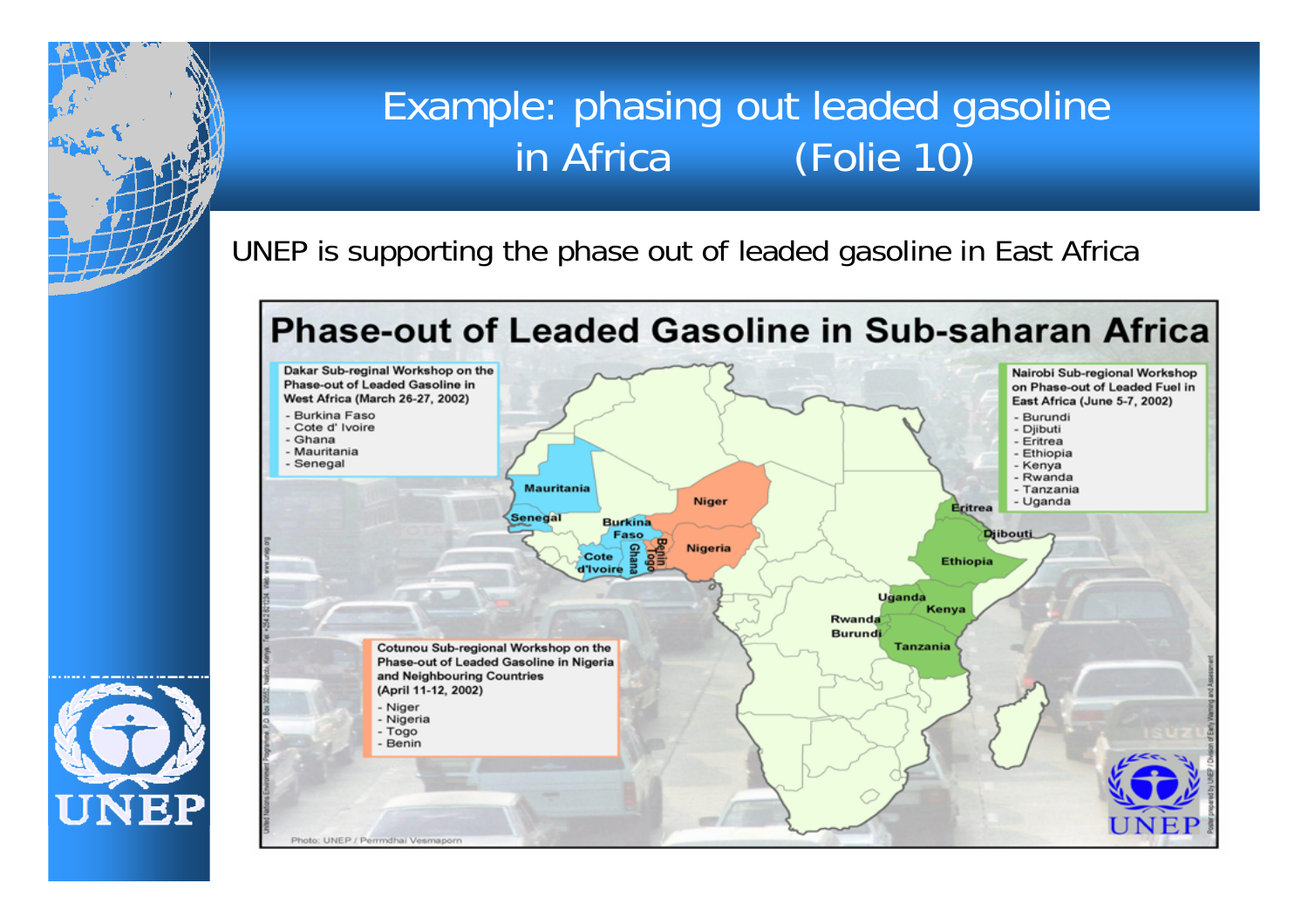# Example: phasing out leaded gasoline in Africa (Folie 10)

UNEP is supporting the phase out of leaded gasoline in East Africa

## Phase-out of Leaded Gasoline in Sub-saharan Africa

**Dakar Sub-regional Workshop on the Phase-out of Leaded Gasoline in West Africa (March 26-27, 2002)**

- Burkina Faso
- Cote d' Ivoire
- Ghana
- Mauritania
- Senegal

**Nairobi Sub-regional Workshop on Phase-out of Leaded Fuel in East Africa (June 5-7, 2002)**

- Burundi
- Djibuti
- Eritrea
- Ethiopia
- Kenya
- Rwanda
- Tanzania
- Uganda

**Cotunou Sub-regional Workshop on the Phase-out of Leaded Gasoline in Nigeria and Neighbouring Countries (April 11-12, 2002)**

- Niger
- Nigeria
- Togo
- Benin

Photo: UNEP / Permdhai Vesmaporn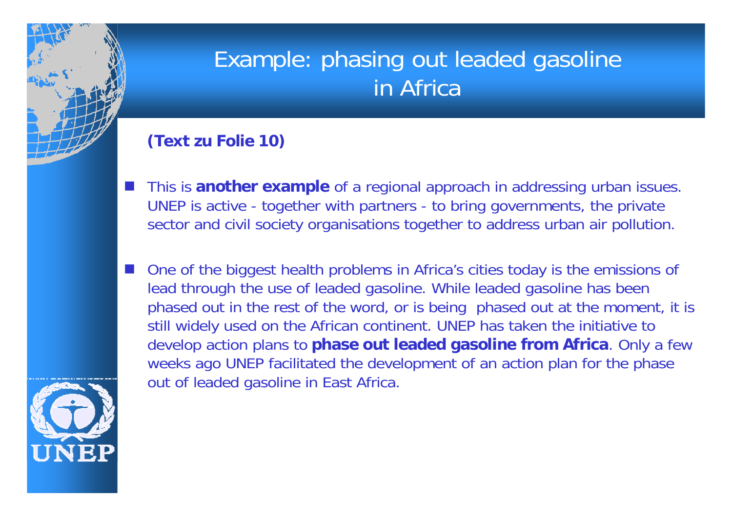# Example: phasing out leaded gasoline in Africa

**(Text zu Folie 10)**

- This is **another example** of a regional approach in addressing urban issues. UNEP is active - together with partners - to bring governments, the private sector and civil society organisations together to address urban air pollution.

- One of the biggest health problems in Africa's cities today is the emissions of lead through the use of leaded gasoline. While leaded gasoline has been phased out in the rest of the word, or is being phased out at the moment, it is still widely used on the African continent. UNEP has taken the initiative to develop action plans to **phase out leaded gasoline from Africa**. Only a few weeks ago UNEP facilitated the development of an action plan for the phase out of leaded gasoline in East Africa.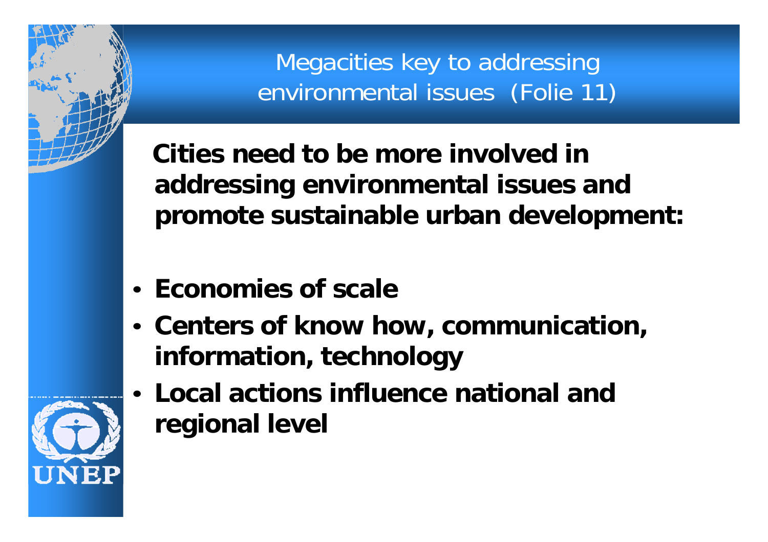# Megacities key to addressing environmental issues (Folie 11)

**Cities need to be more involved in addressing environmental issues and promote sustainable urban development:**

- **Economies of scale**
- **Centers of know how, communication, information, technology**
- **Local actions influence national and regional level**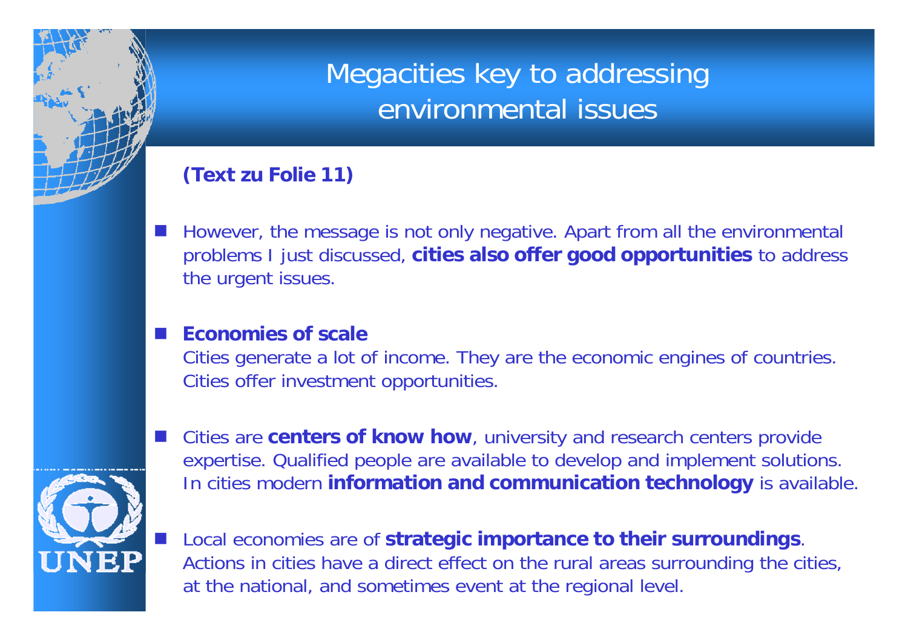# Megacities key to addressing environmental issues

**(Text zu Folie 11)**

- However, the message is not only negative. Apart from all the environmental problems I just discussed, **cities also offer good opportunities** to address the urgent issues.

- **Economies of scale**
  Cities generate a lot of income. They are the economic engines of countries. Cities offer investment opportunities.

- Cities are **centers of know how**, university and research centers provide expertise. Qualified people are available to develop and implement solutions. In cities modern **information and communication technology** is available.

- Local economies are of **strategic importance to their surroundings**. Actions in cities have a direct effect on the rural areas surrounding the cities, at the national, and sometimes event at the regional level.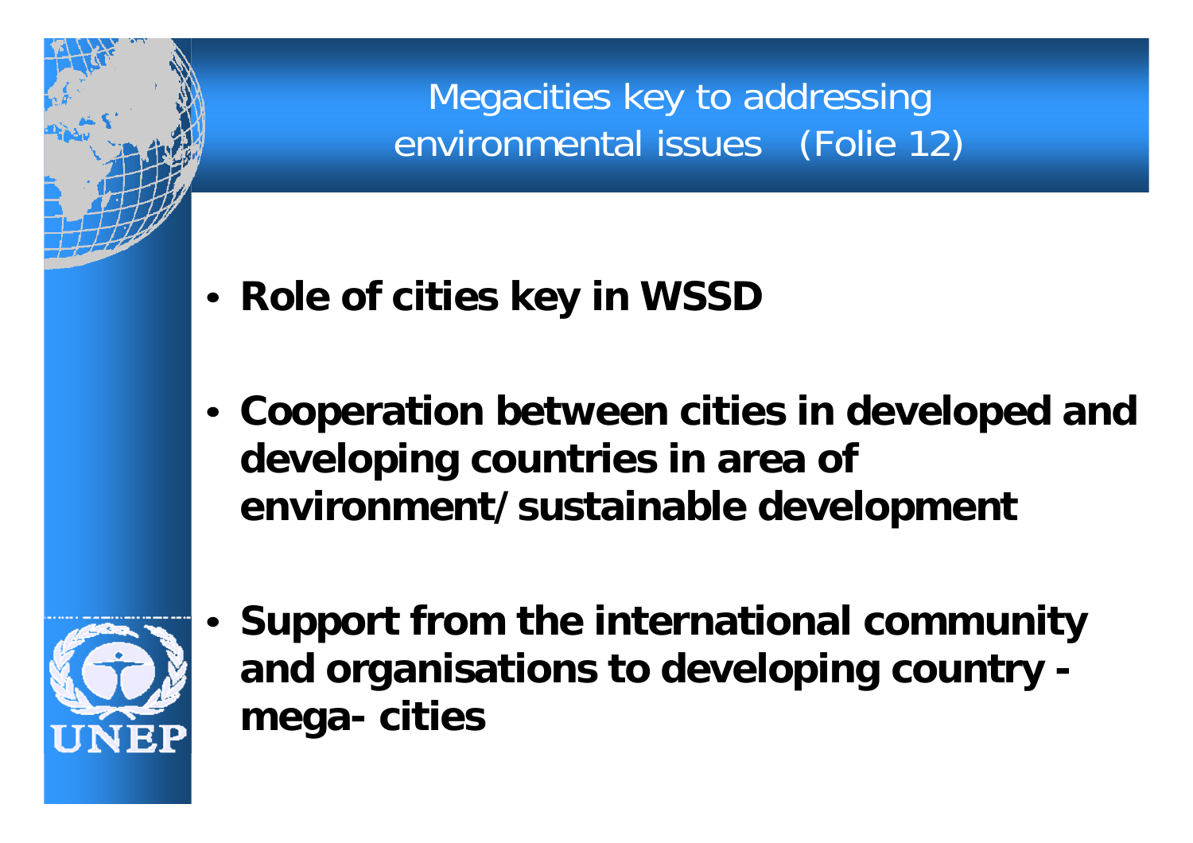# Megacities key to addressing environmental issues (Folie 12)

- **Role of cities key in WSSD**
- **Cooperation between cities in developed and developing countries in area of environment/sustainable development**
- **Support from the international community and organisations to developing country - mega- cities**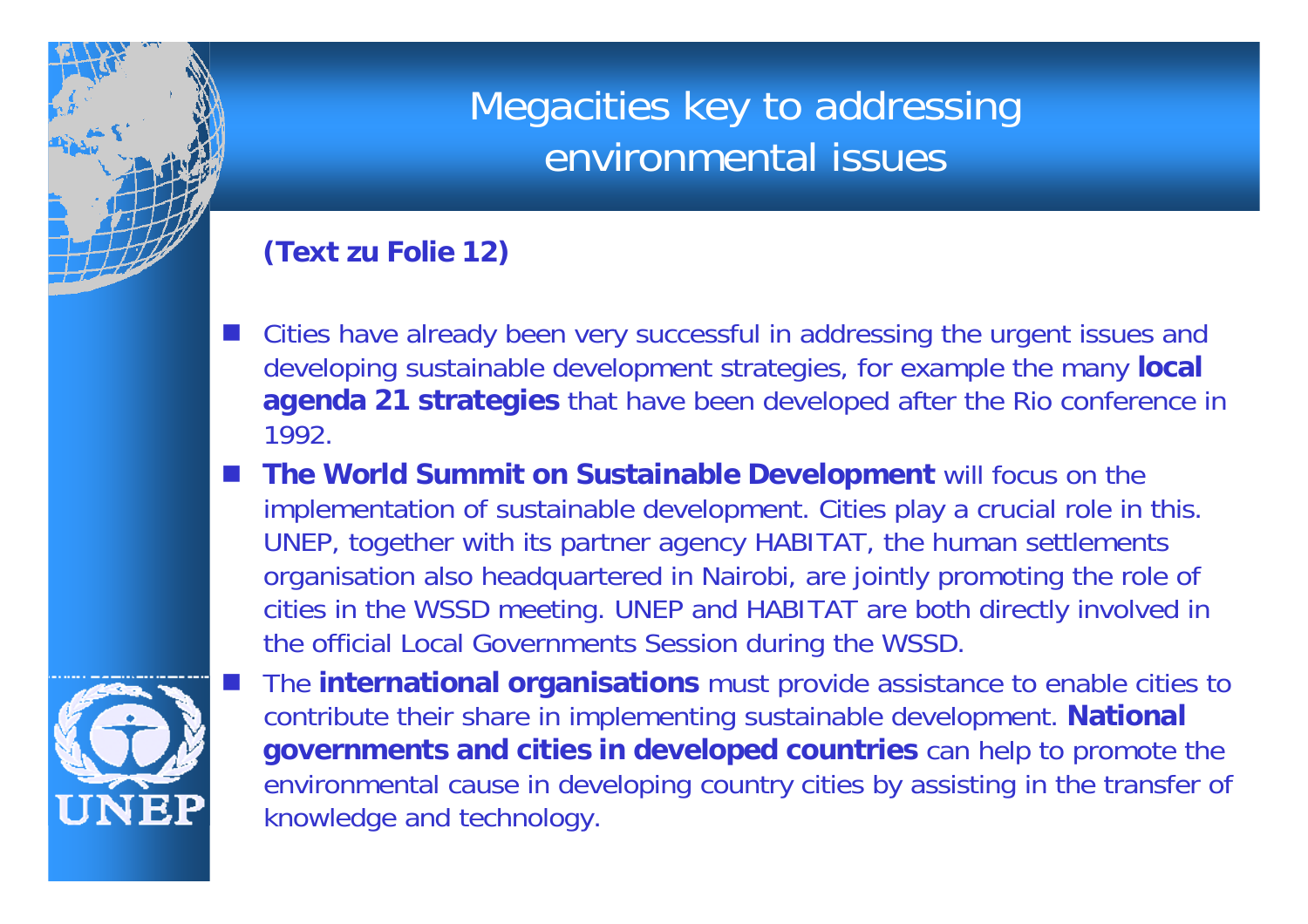# Megacities key to addressing environmental issues

**(Text zu Folie 12)**

- Cities have already been very successful in addressing the urgent issues and developing sustainable development strategies, for example the many **local agenda 21 strategies** that have been developed after the Rio conference in 1992.
- **The World Summit on Sustainable Development** will focus on the implementation of sustainable development. Cities play a crucial role in this. UNEP, together with its partner agency HABITAT, the human settlements organisation also headquartered in Nairobi, are jointly promoting the role of cities in the WSSD meeting. UNEP and HABITAT are both directly involved in the official Local Governments Session during the WSSD.
- The **international organisations** must provide assistance to enable cities to contribute their share in implementing sustainable development. **National governments and cities in developed countries** can help to promote the environmental cause in developing country cities by assisting in the transfer of knowledge and technology.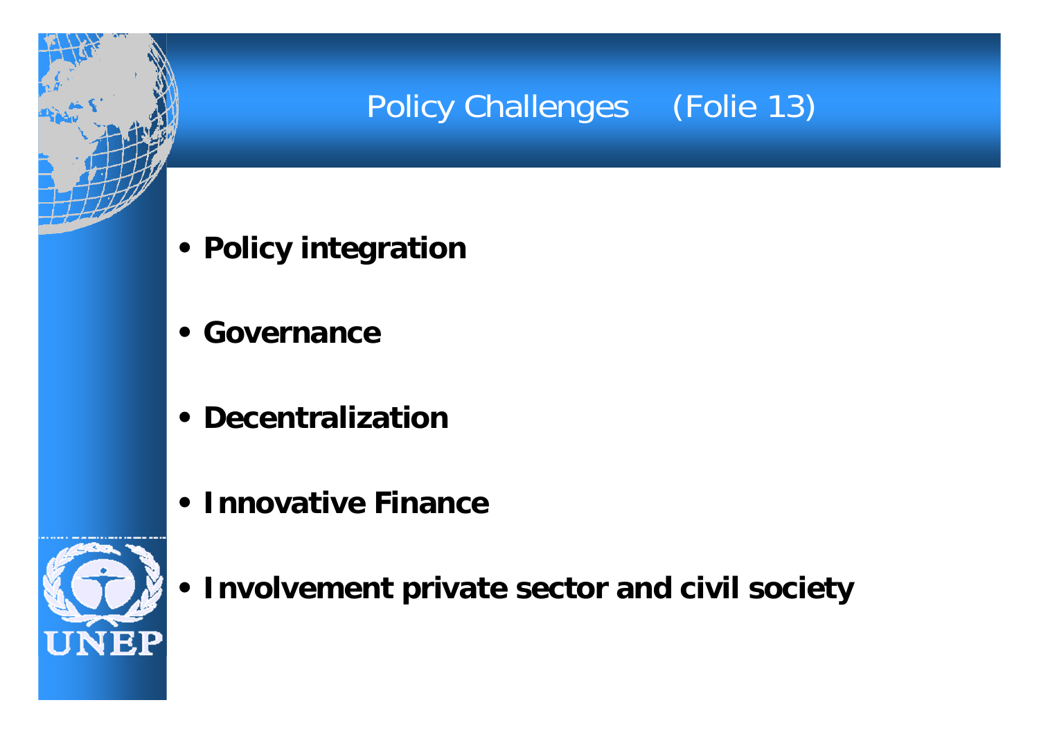# Policy Challenges (Folie 13)

- **Policy integration**
- **Governance**
- **Decentralization**
- **Innovative Finance**
- **Involvement private sector and civil society**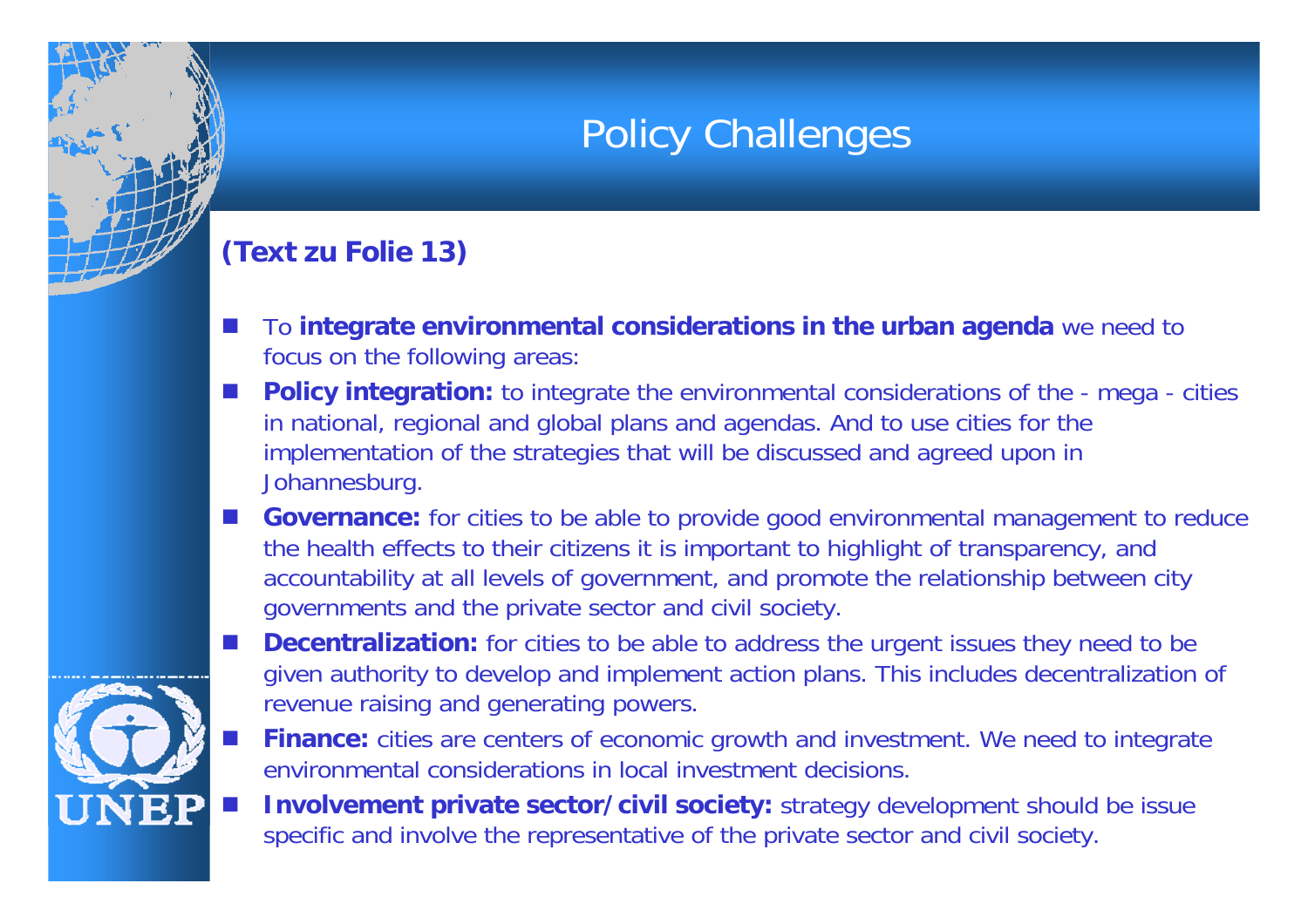# Policy Challenges

**(Text zu Folie 13)**

- To **integrate environmental considerations in the urban agenda** we need to focus on the following areas:
- **Policy integration:** to integrate the environmental considerations of the - mega - cities in national, regional and global plans and agendas. And to use cities for the implementation of the strategies that will be discussed and agreed upon in Johannesburg.
- **Governance:** for cities to be able to provide good environmental management to reduce the health effects to their citizens it is important to highlight of transparency, and accountability at all levels of government, and promote the relationship between city governments and the private sector and civil society.
- **Decentralization:** for cities to be able to address the urgent issues they need to be given authority to develop and implement action plans. This includes decentralization of revenue raising and generating powers.
- **Finance:** cities are centers of economic growth and investment. We need to integrate environmental considerations in local investment decisions.
- **Involvement private sector/civil society:** strategy development should be issue specific and involve the representative of the private sector and civil society.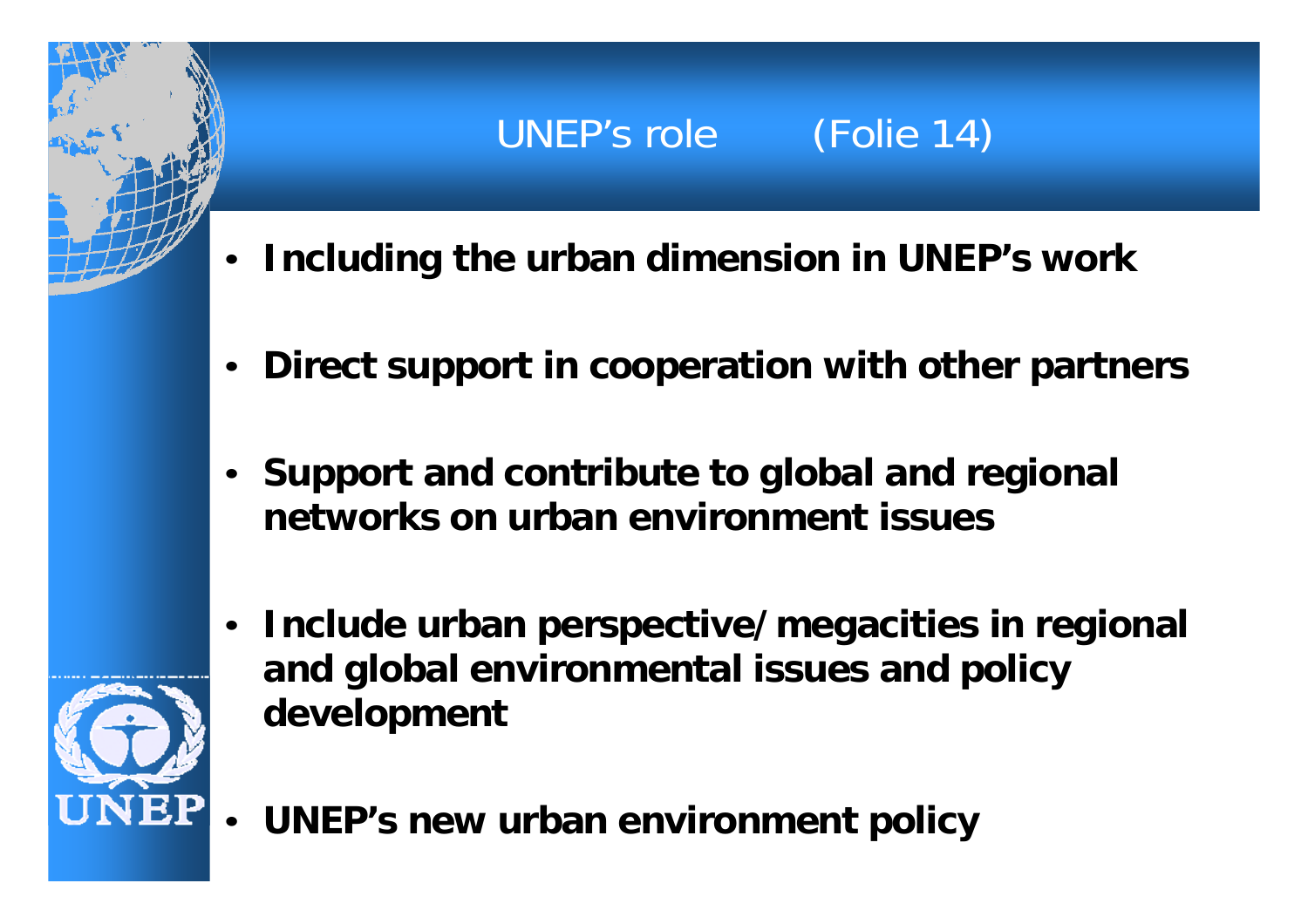# UNEP's role (Folie 14)

- **Including the urban dimension in UNEP's work**
- **Direct support in cooperation with other partners**
- **Support and contribute to global and regional networks on urban environment issues**
- **Include urban perspective/megacities in regional and global environmental issues and policy development**
- **UNEP's new urban environment policy**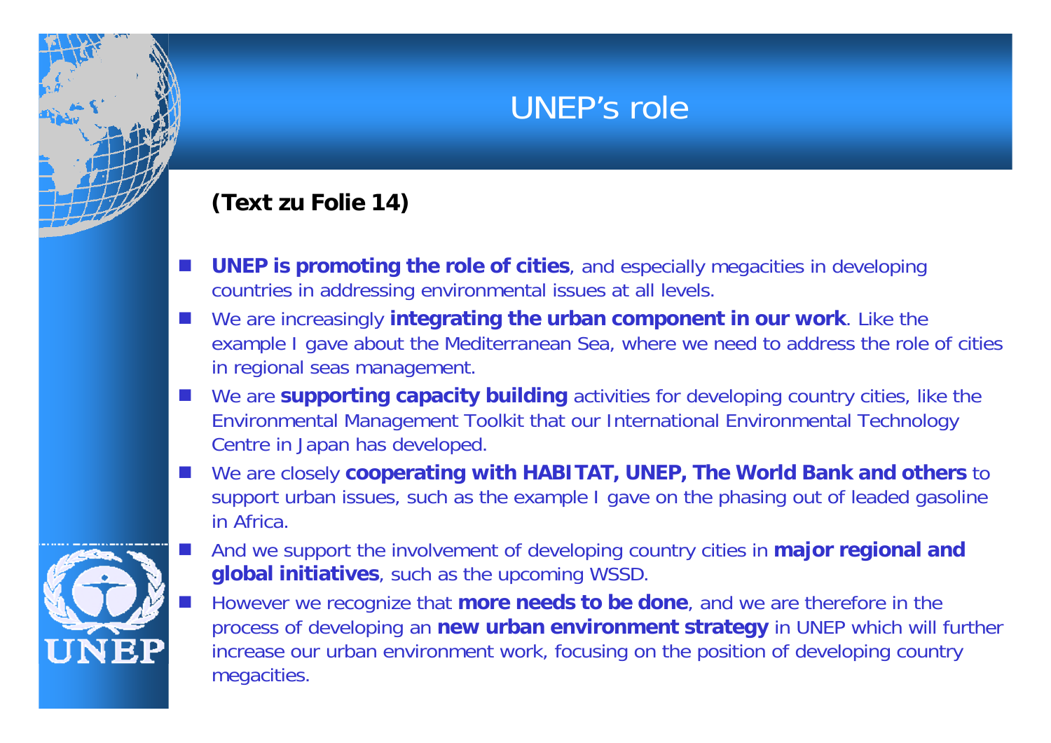# UNEP's role

**(Text zu Folie 14)**

- **UNEP is promoting the role of cities**, and especially megacities in developing countries in addressing environmental issues at all levels.
- We are increasingly **integrating the urban component in our work**. Like the example I gave about the Mediterranean Sea, where we need to address the role of cities in regional seas management.
- We are **supporting capacity building** activities for developing country cities, like the Environmental Management Toolkit that our International Environmental Technology Centre in Japan has developed.
- We are closely **cooperating with HABITAT, UNEP, The World Bank and others** to support urban issues, such as the example I gave on the phasing out of leaded gasoline in Africa.
- And we support the involvement of developing country cities in **major regional and global initiatives**, such as the upcoming WSSD.
- However we recognize that **more needs to be done**, and we are therefore in the process of developing an **new urban environment strategy** in UNEP which will further increase our urban environment work, focusing on the position of developing country megacities.